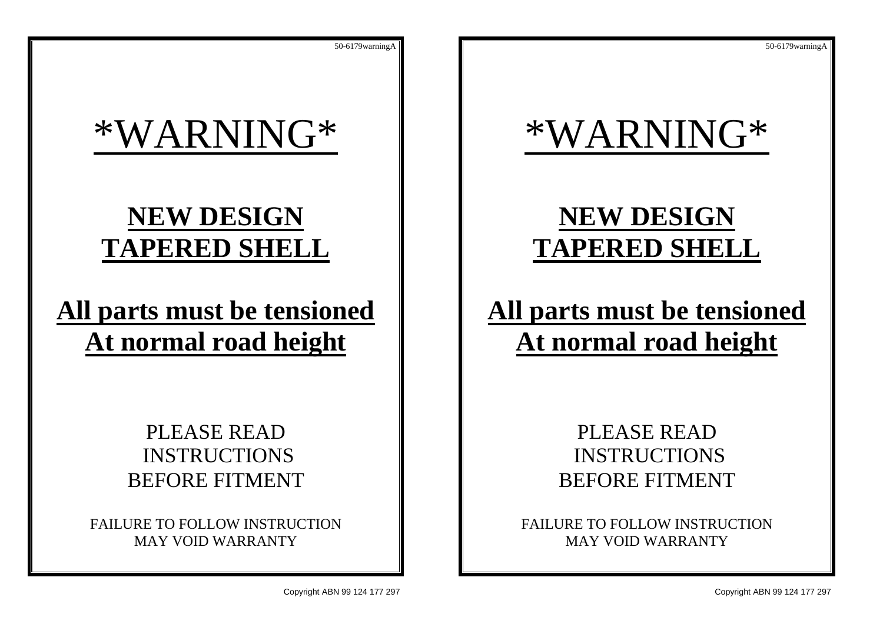50-6179warningA

# \*WARNING\*

## NEW DESIGN TAPERED SHELL

## All parts must be tensioned At normal road height

PLEASE READ
INSTRUCTIONS
BEFORE FITMENT

FAILURE TO FOLLOW INSTRUCTION
MAY VOID WARRANTY

Copyright ABN 99 124 177 297

50-6179warningA

# \*WARNING\*

## NEW DESIGN TAPERED SHELL

## All parts must be tensioned At normal road height

PLEASE READ
INSTRUCTIONS
BEFORE FITMENT

FAILURE TO FOLLOW INSTRUCTION
MAY VOID WARRANTY

Copyright ABN 99 124 177 297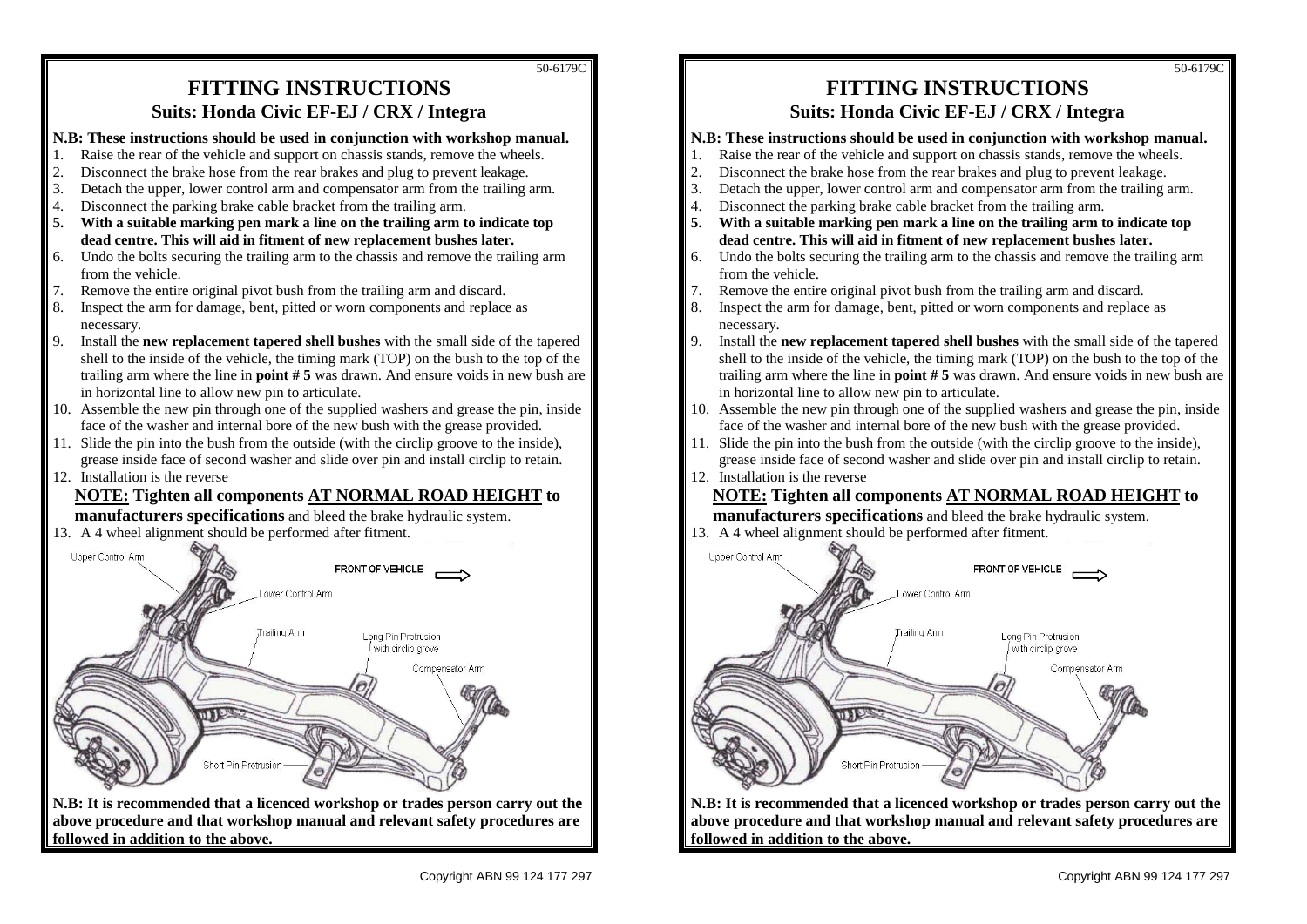# FITTING INSTRUCTIONS

## Suits: Honda Civic EF-EJ / CRX / Integra

**N.B: These instructions should be used in conjunction with workshop manual.**

1. Raise the rear of the vehicle and support on chassis stands, remove the wheels.
2. Disconnect the brake hose from the rear brakes and plug to prevent leakage.
3. Detach the upper, lower control arm and compensator arm from the trailing arm.
4. Disconnect the parking brake cable bracket from the trailing arm.
5. **With a suitable marking pen mark a line on the trailing arm to indicate top dead centre. This will aid in fitment of new replacement bushes later.**
6. Undo the bolts securing the trailing arm to the chassis and remove the trailing arm from the vehicle.
7. Remove the entire original pivot bush from the trailing arm and discard.
8. Inspect the arm for damage, bent, pitted or worn components and replace as necessary.
9. Install the **new replacement tapered shell bushes** with the small side of the tapered shell to the inside of the vehicle, the timing mark (TOP) on the bush to the top of the trailing arm where the line in **point # 5** was drawn. And ensure voids in new bush are in horizontal line to allow new pin to articulate.
10. Assemble the new pin through one of the supplied washers and grease the pin, inside face of the washer and internal bore of the new bush with the grease provided.
11. Slide the pin into the bush from the outside (with the circlip groove to the inside), grease inside face of second washer and slide over pin and install circlip to retain.
12. Installation is the reverse

    **NOTE: Tighten all components AT NORMAL ROAD HEIGHT to manufacturers specifications** and bleed the brake hydraulic system.
13. A 4 wheel alignment should be performed after fitment.

Upper Control Arm
FRONT OF VEHICLE
Lower Control Arm
Trailing Arm
Long Pin Protrusion with circlip grove
Compensator Arm
Short Pin Protrusion

**N.B: It is recommended that a licenced workshop or trades person carry out the above procedure and that workshop manual and relevant safety procedures are followed in addition to the above.**

# FITTING INSTRUCTIONS

## Suits: Honda Civic EF-EJ / CRX / Integra

**N.B: These instructions should be used in conjunction with workshop manual.**

1. Raise the rear of the vehicle and support on chassis stands, remove the wheels.
2. Disconnect the brake hose from the rear brakes and plug to prevent leakage.
3. Detach the upper, lower control arm and compensator arm from the trailing arm.
4. Disconnect the parking brake cable bracket from the trailing arm.
5. **With a suitable marking pen mark a line on the trailing arm to indicate top dead centre. This will aid in fitment of new replacement bushes later.**
6. Undo the bolts securing the trailing arm to the chassis and remove the trailing arm from the vehicle.
7. Remove the entire original pivot bush from the trailing arm and discard.
8. Inspect the arm for damage, bent, pitted or worn components and replace as necessary.
9. Install the **new replacement tapered shell bushes** with the small side of the tapered shell to the inside of the vehicle, the timing mark (TOP) on the bush to the top of the trailing arm where the line in **point # 5** was drawn. And ensure voids in new bush are in horizontal line to allow new pin to articulate.
10. Assemble the new pin through one of the supplied washers and grease the pin, inside face of the washer and internal bore of the new bush with the grease provided.
11. Slide the pin into the bush from the outside (with the circlip groove to the inside), grease inside face of second washer and slide over pin and install circlip to retain.
12. Installation is the reverse

    **NOTE: Tighten all components AT NORMAL ROAD HEIGHT to manufacturers specifications** and bleed the brake hydraulic system.
13. A 4 wheel alignment should be performed after fitment.

Upper Control Arm
FRONT OF VEHICLE
Lower Control Arm
Trailing Arm
Long Pin Protrusion with circlip grove
Compensator Arm
Short Pin Protrusion

**N.B: It is recommended that a licenced workshop or trades person carry out the above procedure and that workshop manual and relevant safety procedures are followed in addition to the above.**